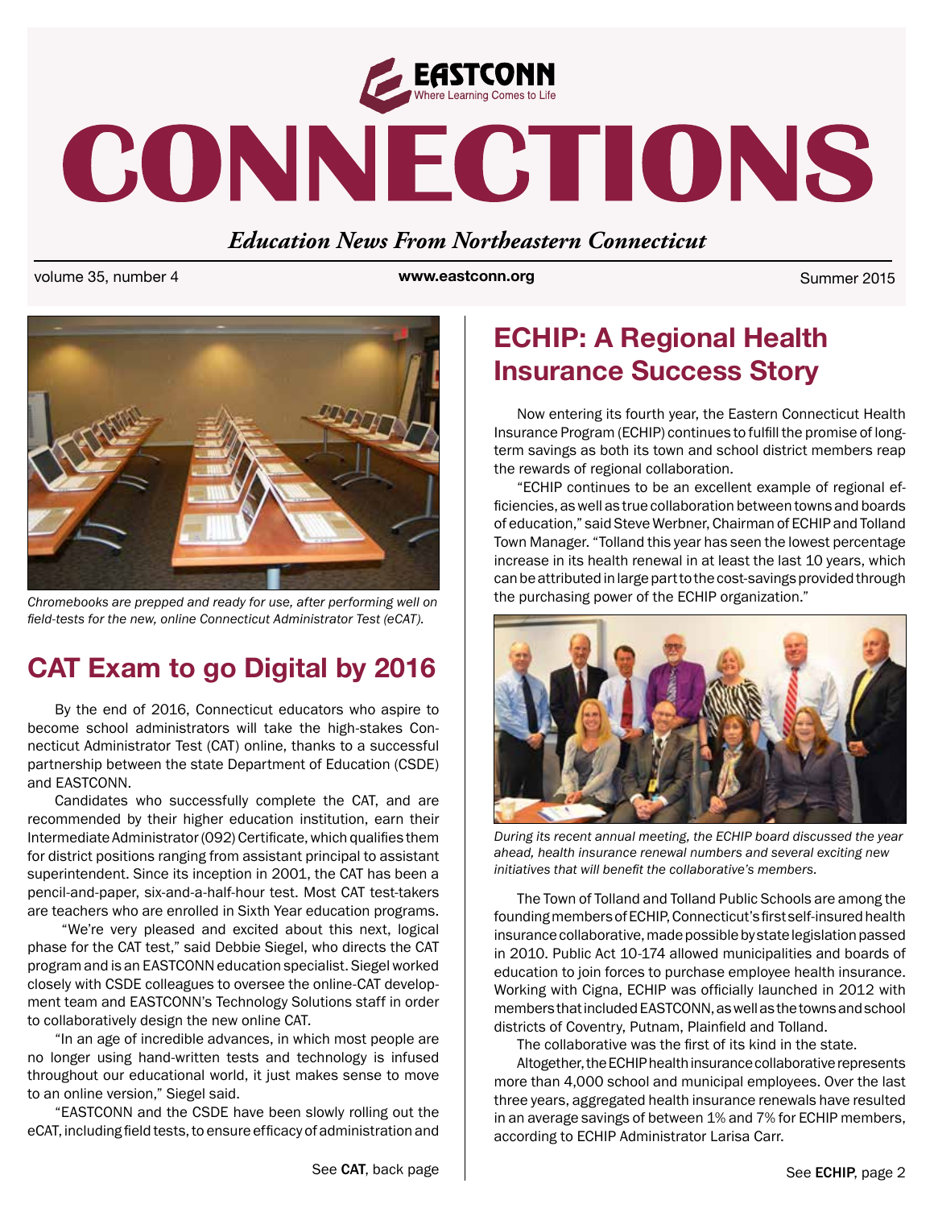EASTCONN

Where Learning Comes to Life

# CONNECTIONS

*Education News From Northeastern Connecticut*

volume 35, number 4 **www.eastconn.org** Summer 2015

*Chromebooks are prepped and ready for use, after performing well on field-tests for the new, online Connecticut Administrator Test (eCAT).*

## CAT Exam to go Digital by 2016

By the end of 2016, Connecticut educators who aspire to become school administrators will take the high-stakes Connecticut Administrator Test (CAT) online, thanks to a successful partnership between the state Department of Education (CSDE) and EASTCONN.

Candidates who successfully complete the CAT, and are recommended by their higher education institution, earn their Intermediate Administrator (092) Certificate, which qualifies them for district positions ranging from assistant principal to assistant superintendent. Since its inception in 2001, the CAT has been a pencil-and-paper, six-and-a-half-hour test. Most CAT test-takers are teachers who are enrolled in Sixth Year education programs.

"We're very pleased and excited about this next, logical phase for the CAT test," said Debbie Siegel, who directs the CAT program and is an EASTCONN education specialist. Siegel worked closely with CSDE colleagues to oversee the online-CAT development team and EASTCONN's Technology Solutions staff in order to collaboratively design the new online CAT.

"In an age of incredible advances, in which most people are no longer using hand-written tests and technology is infused throughout our educational world, it just makes sense to move to an online version," Siegel said.

"EASTCONN and the CSDE have been slowly rolling out the eCAT, including field tests, to ensure efficacy of administration and

See **CAT**, back page

## ECHIP: A Regional Health Insurance Success Story

Now entering its fourth year, the Eastern Connecticut Health Insurance Program (ECHIP) continues to fulfill the promise of long-term savings as both its town and school district members reap the rewards of regional collaboration.

"ECHIP continues to be an excellent example of regional efficiencies, as well as true collaboration between towns and boards of education," said Steve Werbner, Chairman of ECHIP and Tolland Town Manager. "Tolland this year has seen the lowest percentage increase in its health renewal in at least the last 10 years, which can be attributed in large part to the cost-savings provided through the purchasing power of the ECHIP organization."

*During its recent annual meeting, the ECHIP board discussed the year ahead, health insurance renewal numbers and several exciting new initiatives that will benefit the collaborative's members.*

The Town of Tolland and Tolland Public Schools are among the founding members of ECHIP, Connecticut's first self-insured health insurance collaborative, made possible by state legislation passed in 2010. Public Act 10-174 allowed municipalities and boards of education to join forces to purchase employee health insurance. Working with Cigna, ECHIP was officially launched in 2012 with members that included EASTCONN, as well as the towns and school districts of Coventry, Putnam, Plainfield and Tolland.

The collaborative was the first of its kind in the state.

Altogether, the ECHIP health insurance collaborative represents more than 4,000 school and municipal employees. Over the last three years, aggregated health insurance renewals have resulted in an average savings of between 1% and 7% for ECHIP members, according to ECHIP Administrator Larisa Carr.

See **ECHIP**, page 2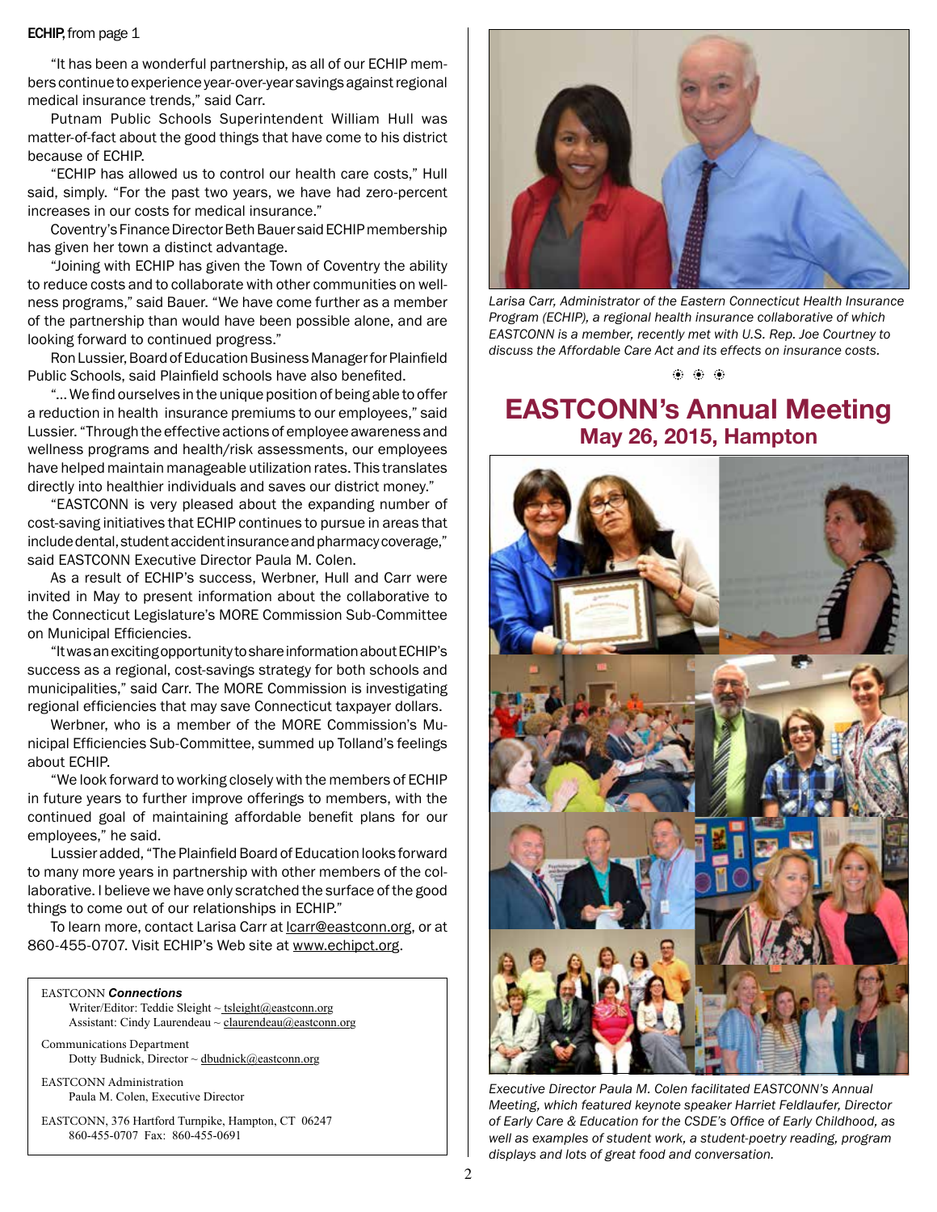**ECHIP**, from page 1

"It has been a wonderful partnership, as all of our ECHIP members continue to experience year-over-year savings against regional medical insurance trends," said Carr.

Putnam Public Schools Superintendent William Hull was matter-of-fact about the good things that have come to his district because of ECHIP.

"ECHIP has allowed us to control our health care costs," Hull said, simply. "For the past two years, we have had zero-percent increases in our costs for medical insurance."

Coventry's Finance Director Beth Bauer said ECHIP membership has given her town a distinct advantage.

"Joining with ECHIP has given the Town of Coventry the ability to reduce costs and to collaborate with other communities on wellness programs," said Bauer. "We have come further as a member of the partnership than would have been possible alone, and are looking forward to continued progress."

Ron Lussier, Board of Education Business Manager for Plainfield Public Schools, said Plainfield schools have also benefited.

"… We find ourselves in the unique position of being able to offer a reduction in health insurance premiums to our employees," said Lussier. "Through the effective actions of employee awareness and wellness programs and health/risk assessments, our employees have helped maintain manageable utilization rates. This translates directly into healthier individuals and saves our district money."

"EASTCONN is very pleased about the expanding number of cost-saving initiatives that ECHIP continues to pursue in areas that include dental, student accident insurance and pharmacy coverage," said EASTCONN Executive Director Paula M. Colen.

As a result of ECHIP's success, Werbner, Hull and Carr were invited in May to present information about the collaborative to the Connecticut Legislature's MORE Commission Sub-Committee on Municipal Efficiencies.

"It was an exciting opportunity to share information about ECHIP's success as a regional, cost-savings strategy for both schools and municipalities," said Carr. The MORE Commission is investigating regional efficiencies that may save Connecticut taxpayer dollars.

Werbner, who is a member of the MORE Commission's Municipal Efficiencies Sub-Committee, summed up Tolland's feelings about ECHIP.

"We look forward to working closely with the members of ECHIP in future years to further improve offerings to members, with the continued goal of maintaining affordable benefit plans for our employees," he said.

Lussier added, "The Plainfield Board of Education looks forward to many more years in partnership with other members of the collaborative. I believe we have only scratched the surface of the good things to come out of our relationships in ECHIP."

To learn more, contact Larisa Carr at lcarr@eastconn.org, or at 860-455-0707. Visit ECHIP's Web site at www.echipct.org.

EASTCONN ***Connections***
Writer/Editor: Teddie Sleight ~ tsleight@eastconn.org
Assistant: Cindy Laurendeau ~ claurendeau@eastconn.org

Communications Department
Dotty Budnick, Director ~ dbudnick@eastconn.org

EASTCONN Administration
Paula M. Colen, Executive Director

EASTCONN, 376 Hartford Turnpike, Hampton, CT 06247
860-455-0707 Fax: 860-455-0691

*Larisa Carr, Administrator of the Eastern Connecticut Health Insurance Program (ECHIP), a regional health insurance collaborative of which EASTCONN is a member, recently met with U.S. Rep. Joe Courtney to discuss the Affordable Care Act and its effects on insurance costs.*

## EASTCONN's Annual Meeting
### May 26, 2015, Hampton

*Executive Director Paula M. Colen facilitated EASTCONN's Annual Meeting, which featured keynote speaker Harriet Feldlaufer, Director of Early Care & Education for the CSDE's Office of Early Childhood, as well as examples of student work, a student-poetry reading, program displays and lots of great food and conversation.*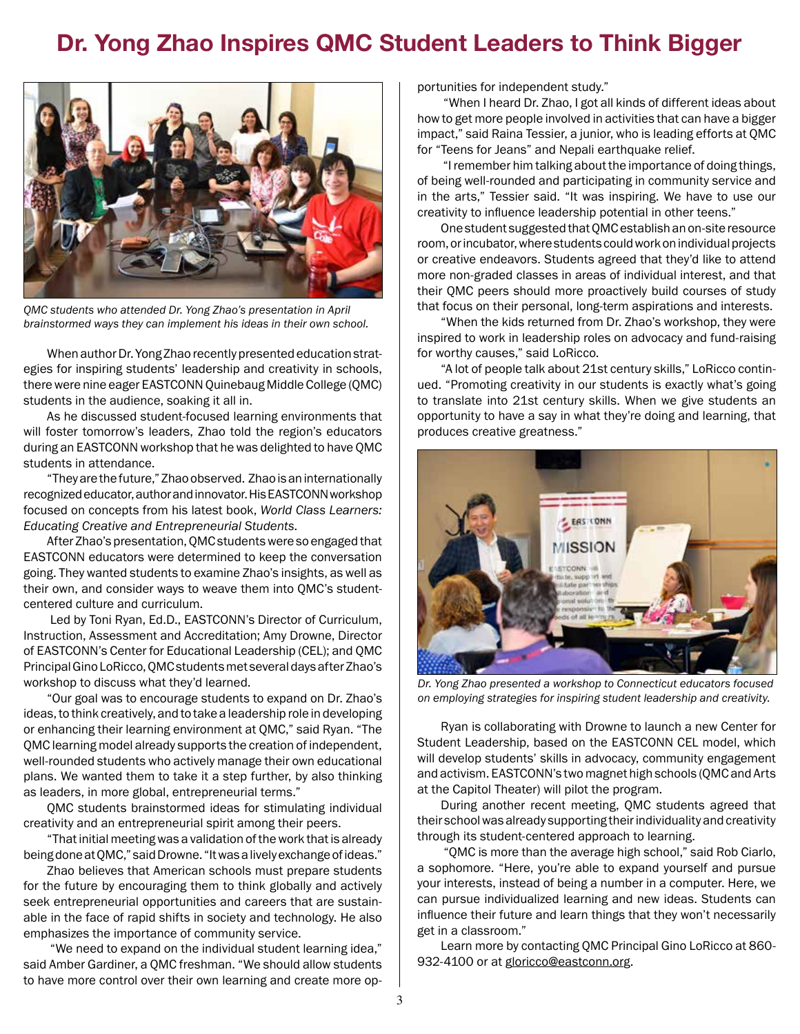# Dr. Yong Zhao Inspires QMC Student Leaders to Think Bigger

*QMC students who attended Dr. Yong Zhao's presentation in April brainstormed ways they can implement his ideas in their own school.*

When author Dr. Yong Zhao recently presented education strategies for inspiring students' leadership and creativity in schools, there were nine eager EASTCONN Quinebaug Middle College (QMC) students in the audience, soaking it all in.

As he discussed student-focused learning environments that will foster tomorrow's leaders, Zhao told the region's educators during an EASTCONN workshop that he was delighted to have QMC students in attendance.

"They are the future," Zhao observed. Zhao is an internationally recognized educator, author and innovator. His EASTCONN workshop focused on concepts from his latest book, *World Class Learners: Educating Creative and Entrepreneurial Students.*

After Zhao's presentation, QMC students were so engaged that EASTCONN educators were determined to keep the conversation going. They wanted students to examine Zhao's insights, as well as their own, and consider ways to weave them into QMC's student-centered culture and curriculum.

Led by Toni Ryan, Ed.D., EASTCONN's Director of Curriculum, Instruction, Assessment and Accreditation; Amy Drowne, Director of EASTCONN's Center for Educational Leadership (CEL); and QMC Principal Gino LoRicco, QMC students met several days after Zhao's workshop to discuss what they'd learned.

"Our goal was to encourage students to expand on Dr. Zhao's ideas, to think creatively, and to take a leadership role in developing or enhancing their learning environment at QMC," said Ryan. "The QMC learning model already supports the creation of independent, well-rounded students who actively manage their own educational plans. We wanted them to take it a step further, by also thinking as leaders, in more global, entrepreneurial terms."

QMC students brainstormed ideas for stimulating individual creativity and an entrepreneurial spirit among their peers.

"That initial meeting was a validation of the work that is already being done at QMC," said Drowne. "It was a lively exchange of ideas."

Zhao believes that American schools must prepare students for the future by encouraging them to think globally and actively seek entrepreneurial opportunities and careers that are sustainable in the face of rapid shifts in society and technology. He also emphasizes the importance of community service.

"We need to expand on the individual student learning idea," said Amber Gardiner, a QMC freshman. "We should allow students to have more control over their own learning and create more opportunities for independent study."

"When I heard Dr. Zhao, I got all kinds of different ideas about how to get more people involved in activities that can have a bigger impact," said Raina Tessier, a junior, who is leading efforts at QMC for "Teens for Jeans" and Nepali earthquake relief.

"I remember him talking about the importance of doing things, of being well-rounded and participating in community service and in the arts," Tessier said. "It was inspiring. We have to use our creativity to influence leadership potential in other teens."

One student suggested that QMC establish an on-site resource room, or incubator, where students could work on individual projects or creative endeavors. Students agreed that they'd like to attend more non-graded classes in areas of individual interest, and that their QMC peers should more proactively build courses of study that focus on their personal, long-term aspirations and interests.

"When the kids returned from Dr. Zhao's workshop, they were inspired to work in leadership roles on advocacy and fund-raising for worthy causes," said LoRicco.

"A lot of people talk about 21st century skills," LoRicco continued. "Promoting creativity in our students is exactly what's going to translate into 21st century skills. When we give students an opportunity to have a say in what they're doing and learning, that produces creative greatness."

*Dr. Yong Zhao presented a workshop to Connecticut educators focused on employing strategies for inspiring student leadership and creativity.*

Ryan is collaborating with Drowne to launch a new Center for Student Leadership, based on the EASTCONN CEL model, which will develop students' skills in advocacy, community engagement and activism. EASTCONN's two magnet high schools (QMC and Arts at the Capitol Theater) will pilot the program.

During another recent meeting, QMC students agreed that their school was already supporting their individuality and creativity through its student-centered approach to learning.

"QMC is more than the average high school," said Rob Ciarlo, a sophomore. "Here, you're able to expand yourself and pursue your interests, instead of being a number in a computer. Here, we can pursue individualized learning and new ideas. Students can influence their future and learn things that they won't necessarily get in a classroom."

Learn more by contacting QMC Principal Gino LoRicco at 860-932-4100 or at gloricco@eastconn.org.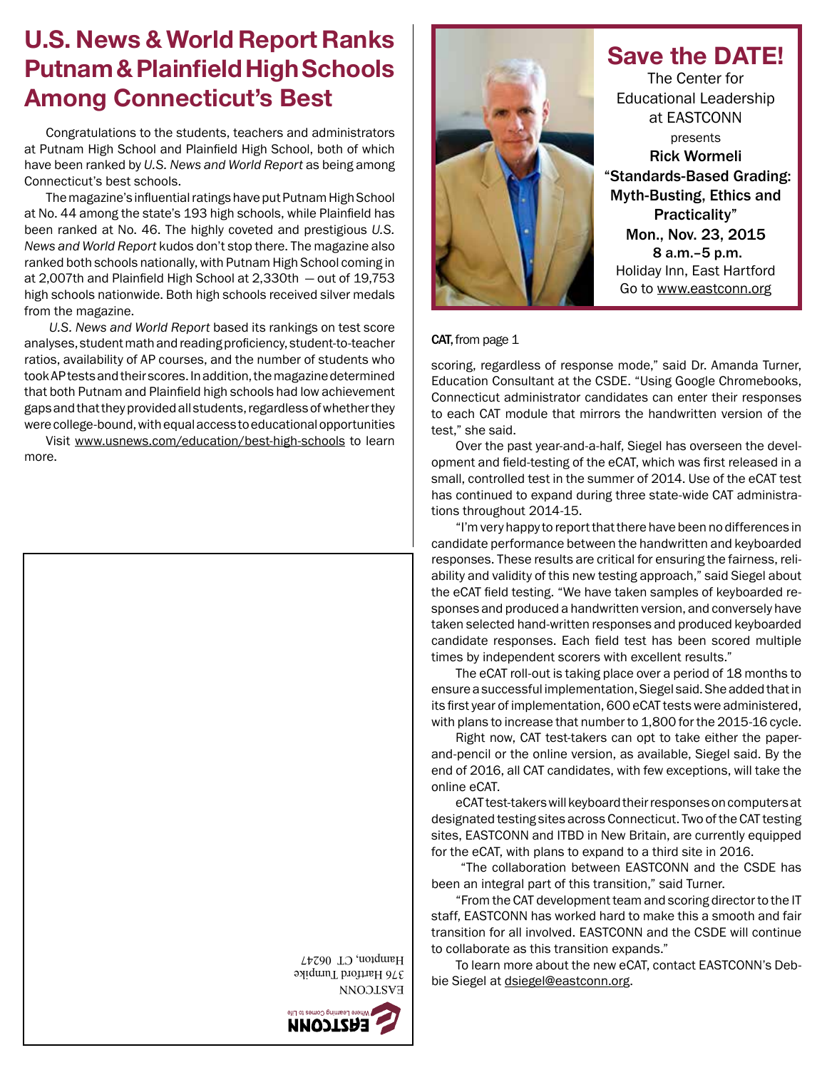# U.S. News & World Report Ranks Putnam & Plainfield High Schools Among Connecticut's Best

Congratulations to the students, teachers and administrators at Putnam High School and Plainfield High School, both of which have been ranked by *U.S. News and World Report* as being among Connecticut's best schools.

The magazine's influential ratings have put Putnam High School at No. 44 among the state's 193 high schools, while Plainfield has been ranked at No. 46. The highly coveted and prestigious *U.S. News and World Report* kudos don't stop there. The magazine also ranked both schools nationally, with Putnam High School coming in at 2,007th and Plainfield High School at 2,330th — out of 19,753 high schools nationwide. Both high schools received silver medals from the magazine.

*U.S. News and World Report* based its rankings on test score analyses, student math and reading proficiency, student-to-teacher ratios, availability of AP courses, and the number of students who took AP tests and their scores. In addition, the magazine determined that both Putnam and Plainfield high schools had low achievement gaps and that they provided all students, regardless of whether they were college-bound, with equal access to educational opportunities

Visit www.usnews.com/education/best-high-schools to learn more.

EASTCONN
Where Learning Comes to Life

EASTCONN
376 Hartford Turnpike
Hampton, CT 06247

## Save the DATE!

The Center for Educational Leadership at EASTCONN

presents

**Rick Wormeli**

**"Standards-Based Grading: Myth-Busting, Ethics and Practicality"**

**Mon., Nov. 23, 2015**

**8 a.m.–5 p.m.**

Holiday Inn, East Hartford

Go to www.eastconn.org

**CAT,** from page 1

scoring, regardless of response mode," said Dr. Amanda Turner, Education Consultant at the CSDE. "Using Google Chromebooks, Connecticut administrator candidates can enter their responses to each CAT module that mirrors the handwritten version of the test," she said.

Over the past year-and-a-half, Siegel has overseen the development and field-testing of the eCAT, which was first released in a small, controlled test in the summer of 2014. Use of the eCAT test has continued to expand during three state-wide CAT administrations throughout 2014-15.

"I'm very happy to report that there have been no differences in candidate performance between the handwritten and keyboarded responses. These results are critical for ensuring the fairness, reliability and validity of this new testing approach," said Siegel about the eCAT field testing. "We have taken samples of keyboarded responses and produced a handwritten version, and conversely have taken selected hand-written responses and produced keyboarded candidate responses. Each field test has been scored multiple times by independent scorers with excellent results."

The eCAT roll-out is taking place over a period of 18 months to ensure a successful implementation, Siegel said. She added that in its first year of implementation, 600 eCAT tests were administered, with plans to increase that number to 1,800 for the 2015-16 cycle.

Right now, CAT test-takers can opt to take either the paper-and-pencil or the online version, as available, Siegel said. By the end of 2016, all CAT candidates, with few exceptions, will take the online eCAT.

eCAT test-takers will keyboard their responses on computers at designated testing sites across Connecticut. Two of the CAT testing sites, EASTCONN and ITBD in New Britain, are currently equipped for the eCAT, with plans to expand to a third site in 2016.

"The collaboration between EASTCONN and the CSDE has been an integral part of this transition," said Turner.

"From the CAT development team and scoring director to the IT staff, EASTCONN has worked hard to make this a smooth and fair transition for all involved. EASTCONN and the CSDE will continue to collaborate as this transition expands."

To learn more about the new eCAT, contact EASTCONN's Debbie Siegel at dsiegel@eastconn.org.